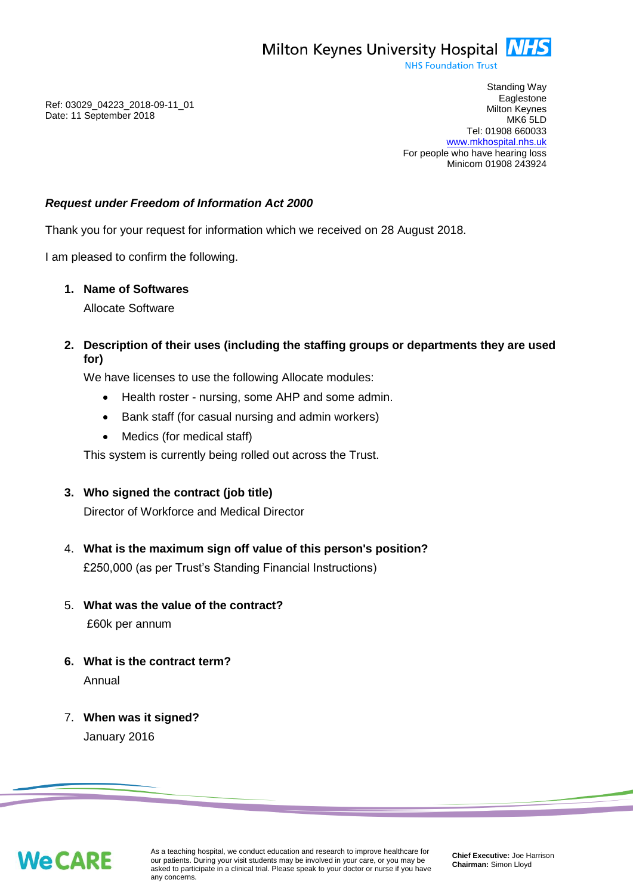Milton Keynes University Hospital NHS
NHS Foundation Trust

Ref: 03029_04223_2018-09-11_01
Date: 11 September 2018

Standing Way
Eaglestone
Milton Keynes
MK6 5LD
Tel: 01908 660033
www.mkhospital.nhs.uk
For people who have hearing loss
Minicom 01908 243924

***Request under Freedom of Information Act 2000***

Thank you for your request for information which we received on 28 August 2018.

I am pleased to confirm the following.

1. **Name of Softwares**

   Allocate Software

2. **Description of their uses (including the staffing groups or departments they are used for)**

   We have licenses to use the following Allocate modules:

   - Health roster - nursing, some AHP and some admin.
   - Bank staff (for casual nursing and admin workers)
   - Medics (for medical staff)

   This system is currently being rolled out across the Trust.

3. **Who signed the contract (job title)**

   Director of Workforce and Medical Director

4. **What is the maximum sign off value of this person's position?**

   £250,000 (as per Trust's Standing Financial Instructions)

5. **What was the value of the contract?**

   £60k per annum

6. **What is the contract term?**

   Annual

7. **When was it signed?**

   January 2016

WeCARE

As a teaching hospital, we conduct education and research to improve healthcare for our patients. During your visit students may be involved in your care, or you may be asked to participate in a clinical trial. Please speak to your doctor or nurse if you have any concerns.

**Chief Executive:** Joe Harrison
**Chairman:** Simon Lloyd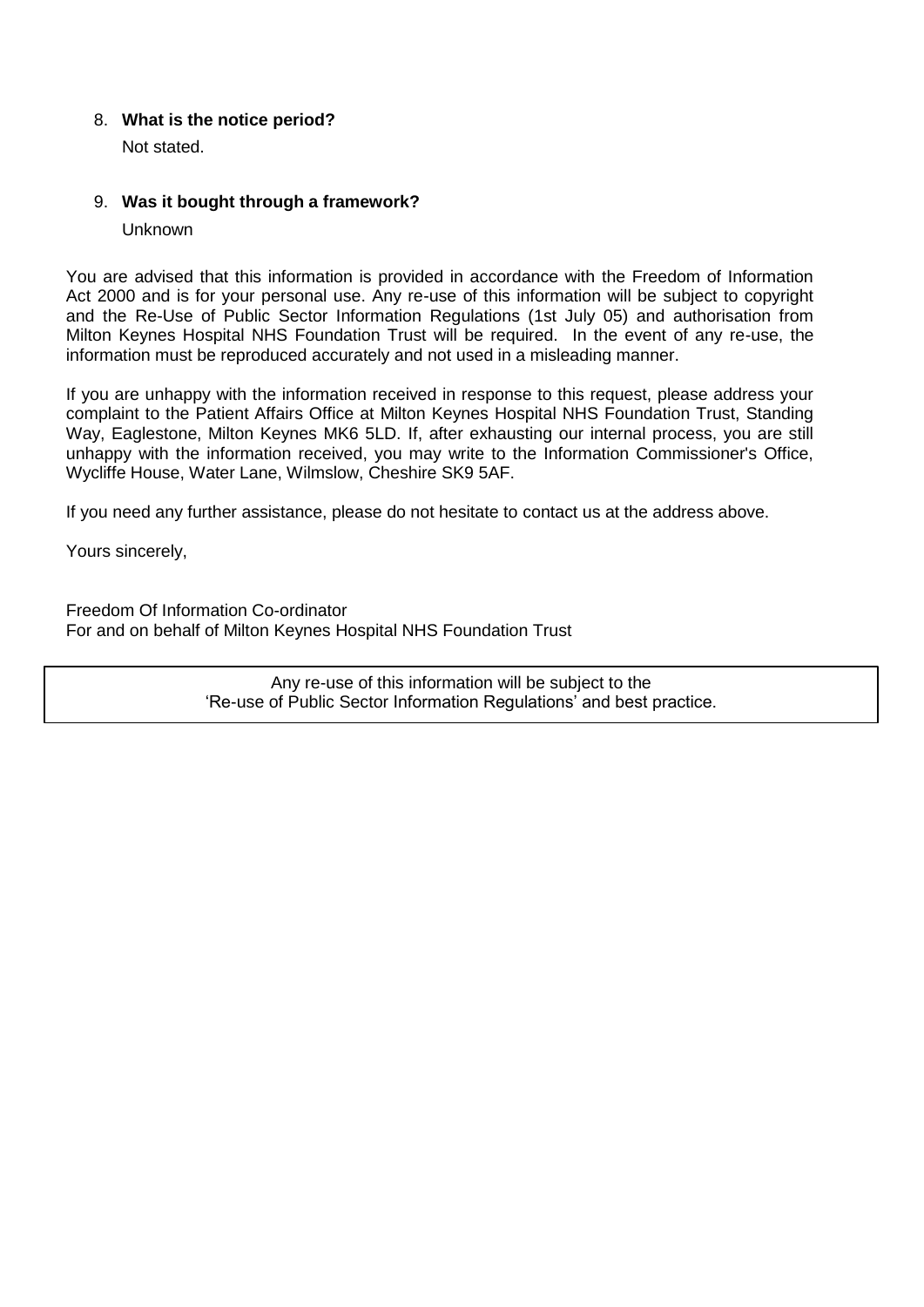8. **What is the notice period?**

   Not stated.

9. **Was it bought through a framework?**

   Unknown

You are advised that this information is provided in accordance with the Freedom of Information Act 2000 and is for your personal use. Any re-use of this information will be subject to copyright and the Re-Use of Public Sector Information Regulations (1st July 05) and authorisation from Milton Keynes Hospital NHS Foundation Trust will be required. In the event of any re-use, the information must be reproduced accurately and not used in a misleading manner.

If you are unhappy with the information received in response to this request, please address your complaint to the Patient Affairs Office at Milton Keynes Hospital NHS Foundation Trust, Standing Way, Eaglestone, Milton Keynes MK6 5LD. If, after exhausting our internal process, you are still unhappy with the information received, you may write to the Information Commissioner's Office, Wycliffe House, Water Lane, Wilmslow, Cheshire SK9 5AF.

If you need any further assistance, please do not hesitate to contact us at the address above.

Yours sincerely,

Freedom Of Information Co-ordinator
For and on behalf of Milton Keynes Hospital NHS Foundation Trust

Any re-use of this information will be subject to the
'Re-use of Public Sector Information Regulations' and best practice.